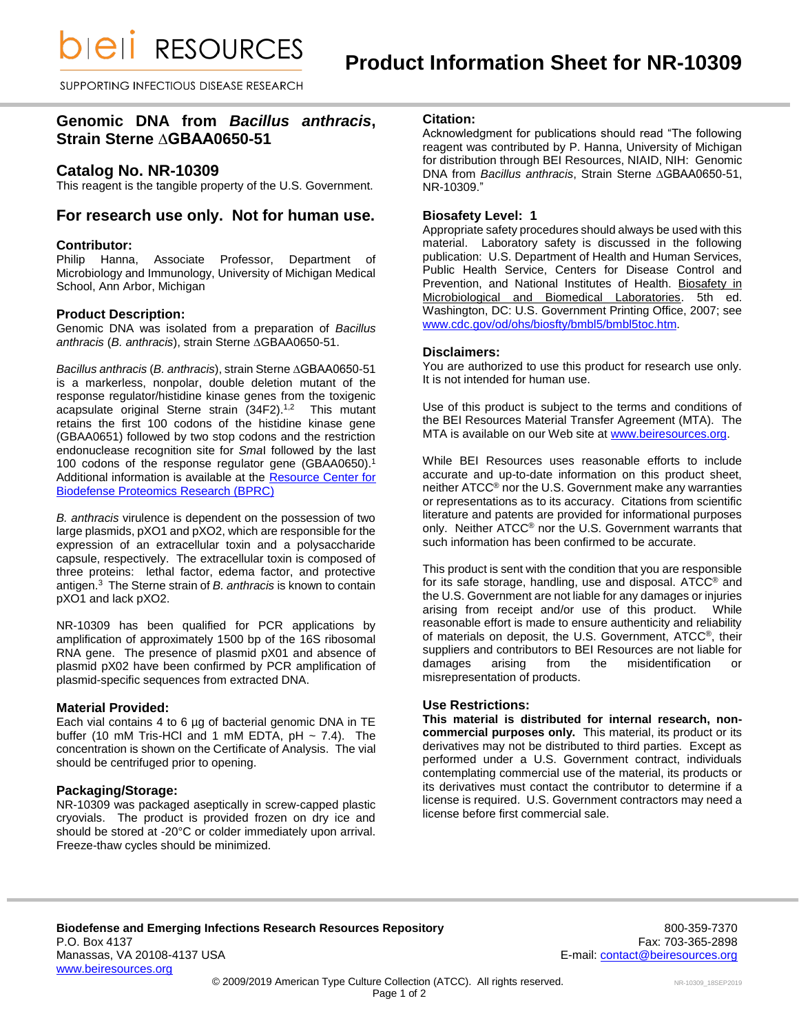# Product Information Sheet for NR-10309

SUPPORTING INFECTIOUS DISEASE RESEARCH

## Genomic DNA from *Bacillus anthracis*, Strain Sterne ∆GBAA0650-51

## Catalog No. NR-10309

This reagent is the tangible property of the U.S. Government.

## For research use only. Not for human use.

### Contributor:

Philip Hanna, Associate Professor, Department of Microbiology and Immunology, University of Michigan Medical School, Ann Arbor, Michigan

### Product Description:

Genomic DNA was isolated from a preparation of *Bacillus anthracis* (*B. anthracis*), strain Sterne ∆GBAA0650-51.

*Bacillus anthracis* (*B. anthracis*), strain Sterne ∆GBAA0650-51 is a markerless, nonpolar, double deletion mutant of the response regulator/histidine kinase genes from the toxigenic acapsulate original Sterne strain (34F2).[1,2] This mutant retains the first 100 codons of the histidine kinase gene (GBAA0651) followed by two stop codons and the restriction endonuclease recognition site for *Sma*I followed by the last 100 codons of the response regulator gene (GBAA0650).[1] Additional information is available at the Resource Center for Biodefense Proteomics Research (BPRC)

*B. anthracis* virulence is dependent on the possession of two large plasmids, pXO1 and pXO2, which are responsible for the expression of an extracellular toxin and a polysaccharide capsule, respectively. The extracellular toxin is composed of three proteins: lethal factor, edema factor, and protective antigen.[3] The Sterne strain of *B. anthracis* is known to contain pXO1 and lack pXO2.

NR-10309 has been qualified for PCR applications by amplification of approximately 1500 bp of the 16S ribosomal RNA gene. The presence of plasmid pX01 and absence of plasmid pX02 have been confirmed by PCR amplification of plasmid-specific sequences from extracted DNA.

### Material Provided:

Each vial contains 4 to 6 µg of bacterial genomic DNA in TE buffer (10 mM Tris-HCl and 1 mM EDTA, pH ~ 7.4). The concentration is shown on the Certificate of Analysis. The vial should be centrifuged prior to opening.

### Packaging/Storage:

NR-10309 was packaged aseptically in screw-capped plastic cryovials. The product is provided frozen on dry ice and should be stored at -20°C or colder immediately upon arrival. Freeze-thaw cycles should be minimized.

### Citation:

Acknowledgment for publications should read "The following reagent was contributed by P. Hanna, University of Michigan for distribution through BEI Resources, NIAID, NIH: Genomic DNA from *Bacillus anthracis*, Strain Sterne ∆GBAA0650-51, NR-10309."

### Biosafety Level: 1

Appropriate safety procedures should always be used with this material. Laboratory safety is discussed in the following publication: U.S. Department of Health and Human Services, Public Health Service, Centers for Disease Control and Prevention, and National Institutes of Health. Biosafety in Microbiological and Biomedical Laboratories. 5th ed. Washington, DC: U.S. Government Printing Office, 2007; see www.cdc.gov/od/ohs/biosfty/bmbl5/bmbl5toc.htm.

### Disclaimers:

You are authorized to use this product for research use only. It is not intended for human use.

Use of this product is subject to the terms and conditions of the BEI Resources Material Transfer Agreement (MTA). The MTA is available on our Web site at www.beiresources.org.

While BEI Resources uses reasonable efforts to include accurate and up-to-date information on this product sheet, neither ATCC® nor the U.S. Government make any warranties or representations as to its accuracy. Citations from scientific literature and patents are provided for informational purposes only. Neither ATCC® nor the U.S. Government warrants that such information has been confirmed to be accurate.

This product is sent with the condition that you are responsible for its safe storage, handling, use and disposal. ATCC® and the U.S. Government are not liable for any damages or injuries arising from receipt and/or use of this product. While reasonable effort is made to ensure authenticity and reliability of materials on deposit, the U.S. Government, ATCC®, their suppliers and contributors to BEI Resources are not liable for damages arising from the misidentification or misrepresentation of products.

### Use Restrictions:

**This material is distributed for internal research, non-commercial purposes only.** This material, its product or its derivatives may not be distributed to third parties. Except as performed under a U.S. Government contract, individuals contemplating commercial use of the material, its products or its derivatives must contact the contributor to determine if a license is required. U.S. Government contractors may need a license before first commercial sale.

**Biodefense and Emerging Infections Research Resources Repository**
P.O. Box 4137
Manassas, VA 20108-4137 USA
www.beiresources.org

800-359-7370
Fax: 703-365-2898
E-mail: contact@beiresources.org

© 2009/2019 American Type Culture Collection (ATCC). All rights reserved.

NR-10309_18SEP2019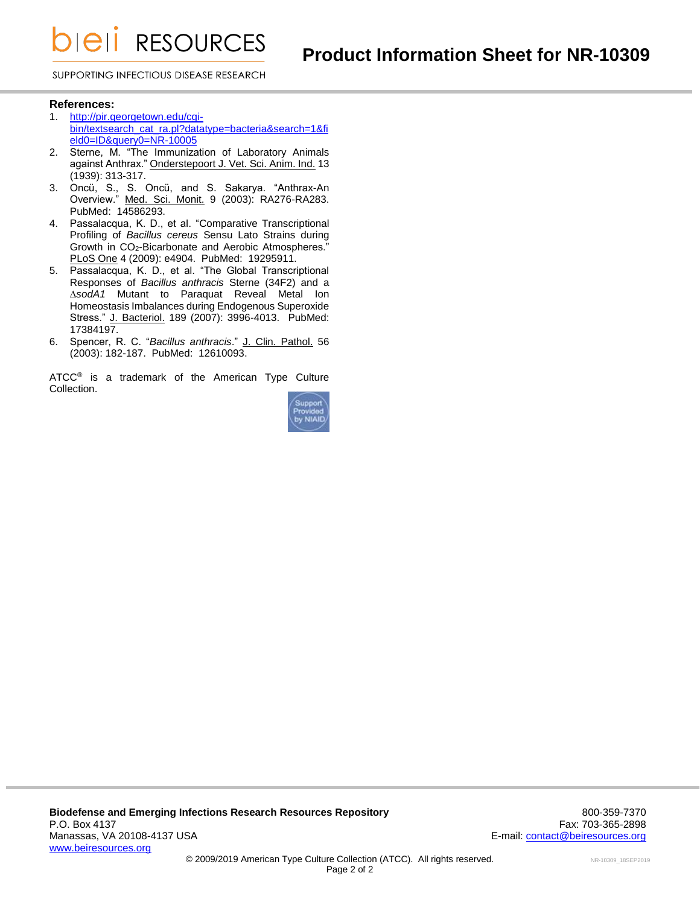**References:**

1. http://pir.georgetown.edu/cgi-bin/textsearch_cat_ra.pl?datatype=bacteria&search=1&field0=ID&query0=NR-10005
2. Sterne, M. "The Immunization of Laboratory Animals against Anthrax." Onderstepoort J. Vet. Sci. Anim. Ind. 13 (1939): 313-317.
3. Oncü, S., S. Oncü, and S. Sakarya. "Anthrax-An Overview." Med. Sci. Monit. 9 (2003): RA276-RA283. PubMed: 14586293.
4. Passalacqua, K. D., et al. "Comparative Transcriptional Profiling of *Bacillus cereus* Sensu Lato Strains during Growth in $CO_2$-Bicarbonate and Aerobic Atmospheres." PLoS One 4 (2009): e4904. PubMed: 19295911.
5. Passalacqua, K. D., et al. "The Global Transcriptional Responses of *Bacillus anthracis* Sterne (34F2) and a Δ*sodA1* Mutant to Paraquat Reveal Metal Ion Homeostasis Imbalances during Endogenous Superoxide Stress." J. Bacteriol. 189 (2007): 3996-4013. PubMed: 17384197.
6. Spencer, R. C. "*Bacillus anthracis*." J. Clin. Pathol. 56 (2003): 182-187. PubMed: 12610093.

ATCC® is a trademark of the American Type Culture Collection.

Support Provided by NIAID

**Biodefense and Emerging Infections Research Resources Repository**
P.O. Box 4137
Manassas, VA 20108-4137 USA
www.beiresources.org

800-359-7370
Fax: 703-365-2898
E-mail: contact@beiresources.org

© 2009/2019 American Type Culture Collection (ATCC). All rights reserved.

NR-10309_18SEP2019